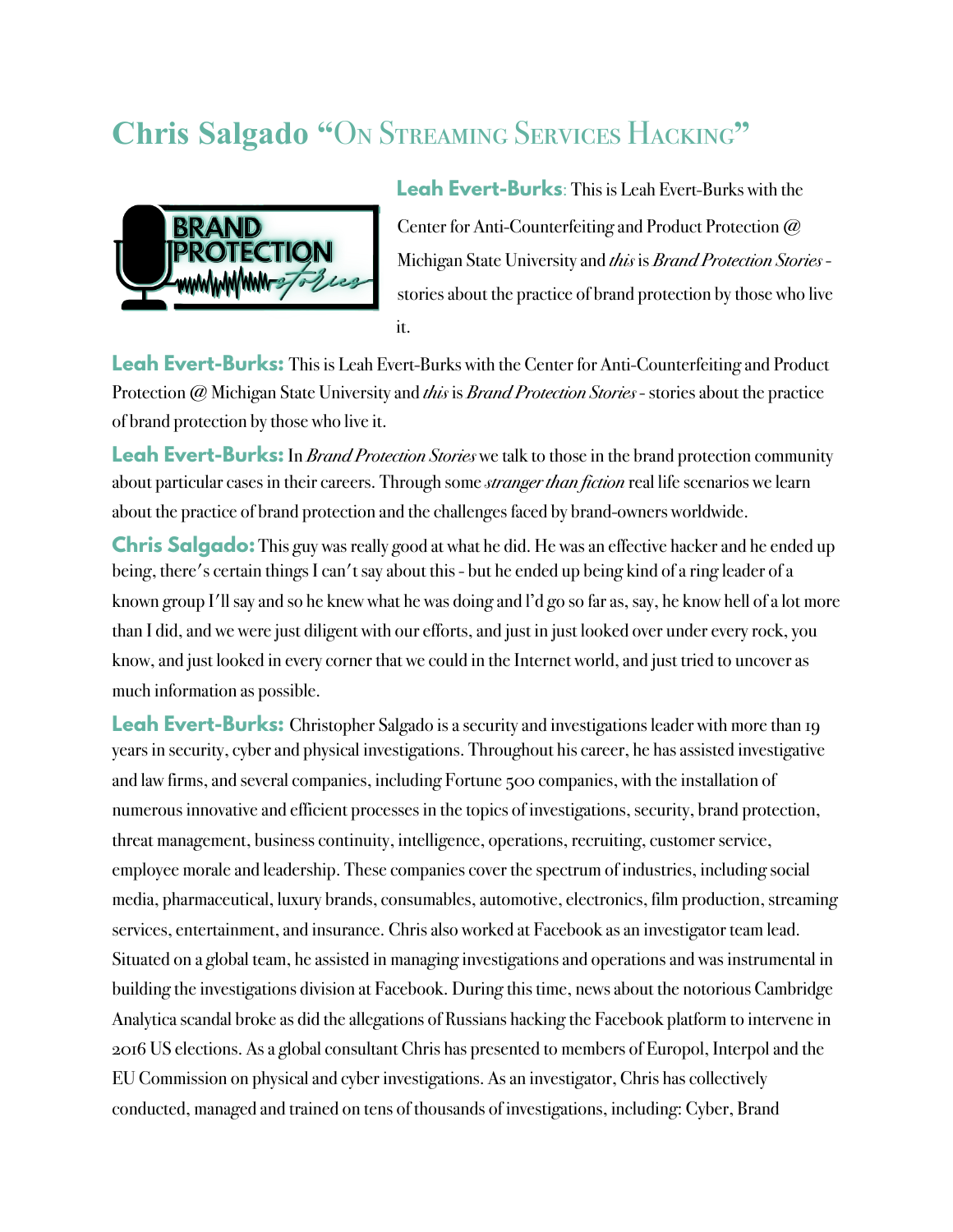# Chris Salgado "On Streaming Services Hacking"

**Leah Evert-Burks**: This is Leah Evert-Burks with the Center for Anti-Counterfeiting and Product Protection @ Michigan State University and *this* is *Brand Protection Stories* - stories about the practice of brand protection by those who live it.

**Leah Evert-Burks:** This is Leah Evert-Burks with the Center for Anti-Counterfeiting and Product Protection @ Michigan State University and *this* is *Brand Protection Stories* - stories about the practice of brand protection by those who live it.

**Leah Evert-Burks:** In *Brand Protection Stories* we talk to those in the brand protection community about particular cases in their careers. Through some *stranger than fiction* real life scenarios we learn about the practice of brand protection and the challenges faced by brand-owners worldwide.

**Chris Salgado:** This guy was really good at what he did. He was an effective hacker and he ended up being, there's certain things I can't say about this - but he ended up being kind of a ring leader of a known group I'll say and so he knew what he was doing and I'd go so far as, say, he know hell of a lot more than I did, and we were just diligent with our efforts, and just in just looked over under every rock, you know, and just looked in every corner that we could in the Internet world, and just tried to uncover as much information as possible.

**Leah Evert-Burks:** Christopher Salgado is a security and investigations leader with more than 19 years in security, cyber and physical investigations. Throughout his career, he has assisted investigative and law firms, and several companies, including Fortune 500 companies, with the installation of numerous innovative and efficient processes in the topics of investigations, security, brand protection, threat management, business continuity, intelligence, operations, recruiting, customer service, employee morale and leadership. These companies cover the spectrum of industries, including social media, pharmaceutical, luxury brands, consumables, automotive, electronics, film production, streaming services, entertainment, and insurance. Chris also worked at Facebook as an investigator team lead. Situated on a global team, he assisted in managing investigations and operations and was instrumental in building the investigations division at Facebook. During this time, news about the notorious Cambridge Analytica scandal broke as did the allegations of Russians hacking the Facebook platform to intervene in 2016 US elections. As a global consultant Chris has presented to members of Europol, Interpol and the EU Commission on physical and cyber investigations. As an investigator, Chris has collectively conducted, managed and trained on tens of thousands of investigations, including: Cyber, Brand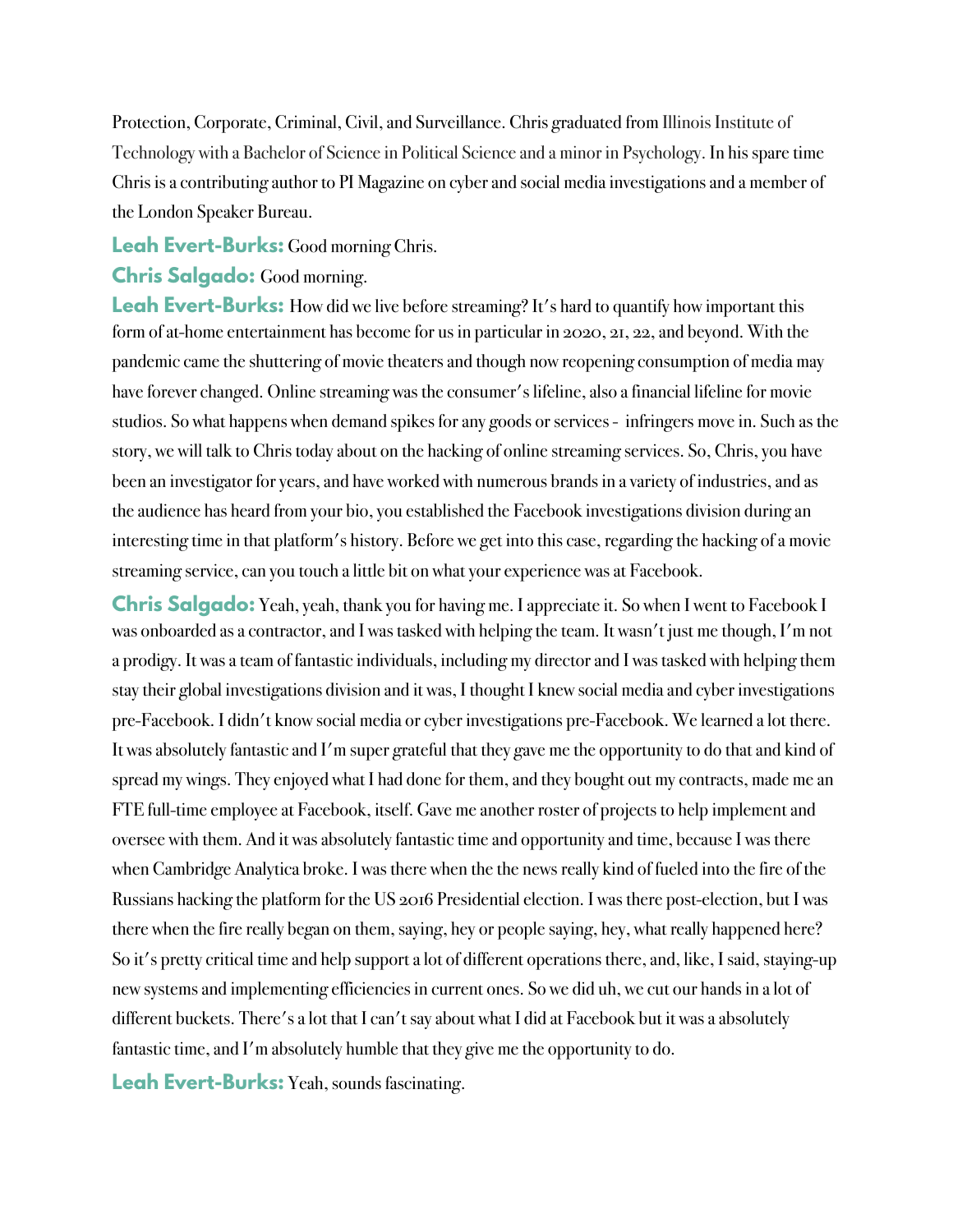Protection, Corporate, Criminal, Civil, and Surveillance. Chris graduated from Illinois Institute of Technology with a Bachelor of Science in Political Science and a minor in Psychology. In his spare time Chris is a contributing author to PI Magazine on cyber and social media investigations and a member of the London Speaker Bureau.

**Leah Evert-Burks:** Good morning Chris.

**Chris Salgado:** Good morning.

**Leah Evert-Burks:** How did we live before streaming? It's hard to quantify how important this form of at-home entertainment has become for us in particular in 2020, 21, 22, and beyond. With the pandemic came the shuttering of movie theaters and though now reopening consumption of media may have forever changed. Online streaming was the consumer's lifeline, also a financial lifeline for movie studios. So what happens when demand spikes for any goods or services - infringers move in. Such as the story, we will talk to Chris today about on the hacking of online streaming services. So, Chris, you have been an investigator for years, and have worked with numerous brands in a variety of industries, and as the audience has heard from your bio, you established the Facebook investigations division during an interesting time in that platform's history. Before we get into this case, regarding the hacking of a movie streaming service, can you touch a little bit on what your experience was at Facebook.

**Chris Salgado:** Yeah, yeah, thank you for having me. I appreciate it. So when I went to Facebook I was onboarded as a contractor, and I was tasked with helping the team. It wasn't just me though, I'm not a prodigy. It was a team of fantastic individuals, including my director and I was tasked with helping them stay their global investigations division and it was, I thought I knew social media and cyber investigations pre-Facebook. I didn't know social media or cyber investigations pre-Facebook. We learned a lot there. It was absolutely fantastic and I'm super grateful that they gave me the opportunity to do that and kind of spread my wings. They enjoyed what I had done for them, and they bought out my contracts, made me an FTE full-time employee at Facebook, itself. Gave me another roster of projects to help implement and oversee with them. And it was absolutely fantastic time and opportunity and time, because I was there when Cambridge Analytica broke. I was there when the the news really kind of fueled into the fire of the Russians hacking the platform for the US 2016 Presidential election. I was there post-election, but I was there when the fire really began on them, saying, hey or people saying, hey, what really happened here? So it's pretty critical time and help support a lot of different operations there, and, like, I said, staying-up new systems and implementing efficiencies in current ones. So we did uh, we cut our hands in a lot of different buckets. There's a lot that I can't say about what I did at Facebook but it was a absolutely fantastic time, and I'm absolutely humble that they give me the opportunity to do.

**Leah Evert-Burks:** Yeah, sounds fascinating.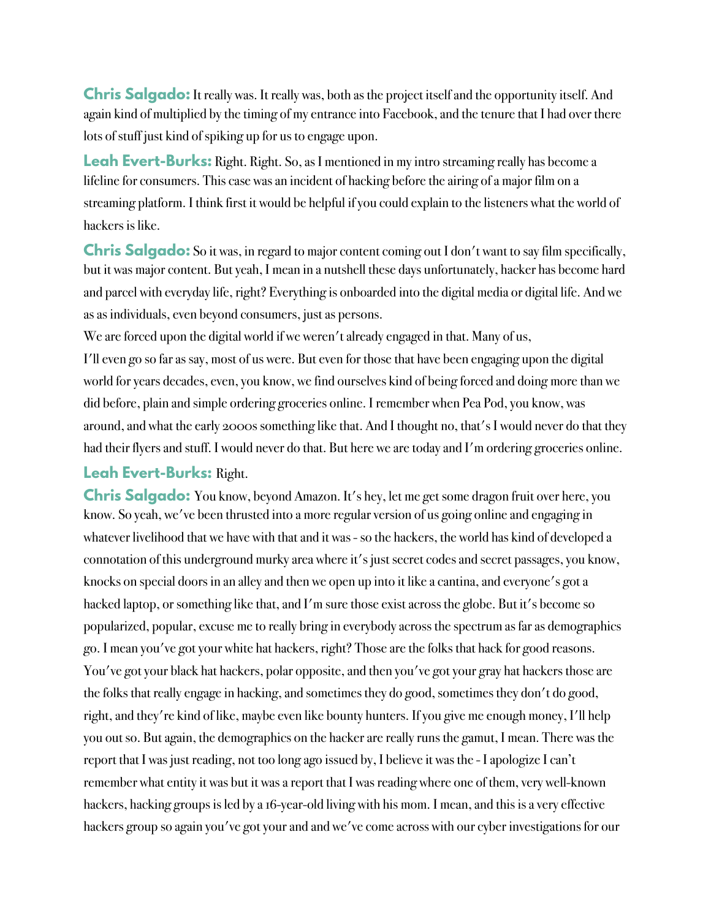**Chris Salgado:** It really was. It really was, both as the project itself and the opportunity itself. And again kind of multiplied by the timing of my entrance into Facebook, and the tenure that I had over there lots of stuff just kind of spiking up for us to engage upon.

**Leah Evert-Burks:** Right. Right. So, as I mentioned in my intro streaming really has become a lifeline for consumers. This case was an incident of hacking before the airing of a major film on a streaming platform. I think first it would be helpful if you could explain to the listeners what the world of hackers is like.

**Chris Salgado:** So it was, in regard to major content coming out I don't want to say film specifically, but it was major content. But yeah, I mean in a nutshell these days unfortunately, hacker has become hard and parcel with everyday life, right? Everything is onboarded into the digital media or digital life. And we as as individuals, even beyond consumers, just as persons.

We are forced upon the digital world if we weren't already engaged in that. Many of us,

I'll even go so far as say, most of us were. But even for those that have been engaging upon the digital world for years decades, even, you know, we find ourselves kind of being forced and doing more than we did before, plain and simple ordering groceries online. I remember when Pea Pod, you know, was around, and what the early 2000s something like that. And I thought no, that's I would never do that they had their flyers and stuff. I would never do that. But here we are today and I'm ordering groceries online.

**Leah Evert-Burks:** Right.

**Chris Salgado:** You know, beyond Amazon. It's hey, let me get some dragon fruit over here, you know. So yeah, we've been thrusted into a more regular version of us going online and engaging in whatever livelihood that we have with that and it was - so the hackers, the world has kind of developed a connotation of this underground murky area where it's just secret codes and secret passages, you know, knocks on special doors in an alley and then we open up into it like a cantina, and everyone's got a hacked laptop, or something like that, and I'm sure those exist across the globe. But it's become so popularized, popular, excuse me to really bring in everybody across the spectrum as far as demographics go. I mean you've got your white hat hackers, right? Those are the folks that hack for good reasons. You've got your black hat hackers, polar opposite, and then you've got your gray hat hackers those are the folks that really engage in hacking, and sometimes they do good, sometimes they don't do good, right, and they're kind of like, maybe even like bounty hunters. If you give me enough money, I'll help you out so. But again, the demographics on the hacker are really runs the gamut, I mean. There was the report that I was just reading, not too long ago issued by, I believe it was the - I apologize I can't remember what entity it was but it was a report that I was reading where one of them, very well-known hackers, hacking groups is led by a 16-year-old living with his mom. I mean, and this is a very effective hackers group so again you've got your and and we've come across with our cyber investigations for our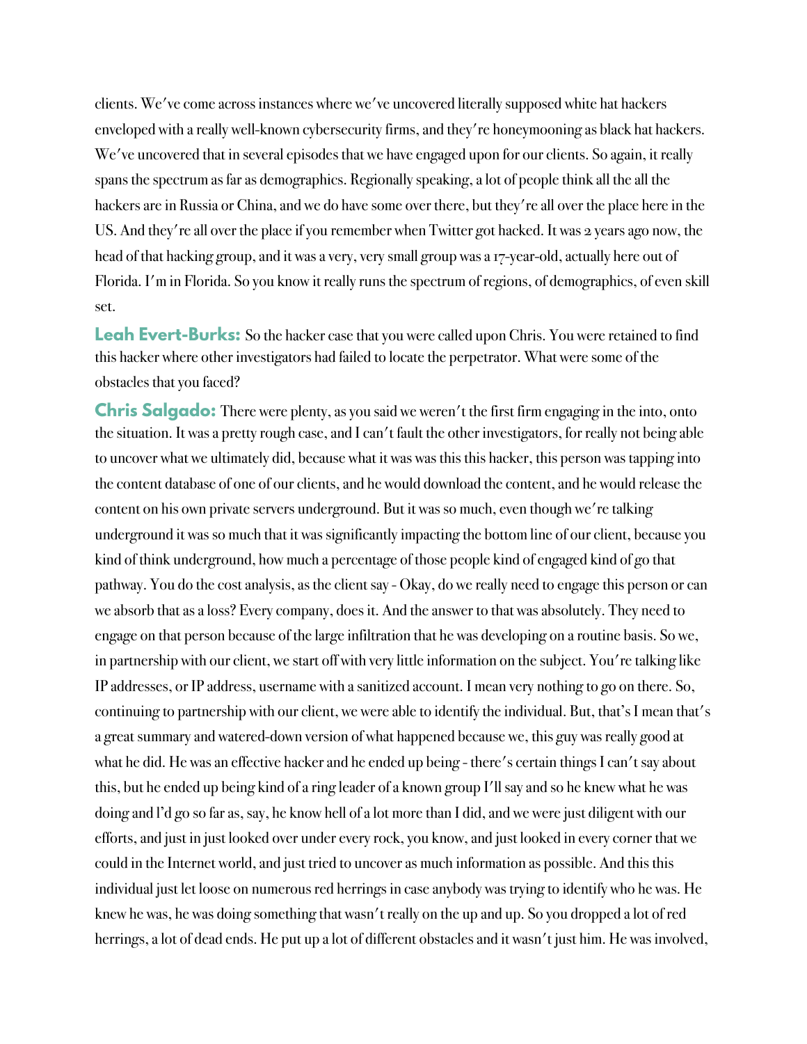clients. We've come across instances where we've uncovered literally supposed white hat hackers enveloped with a really well-known cybersecurity firms, and they're honeymooning as black hat hackers. We've uncovered that in several episodes that we have engaged upon for our clients. So again, it really spans the spectrum as far as demographics. Regionally speaking, a lot of people think all the all the hackers are in Russia or China, and we do have some over there, but they're all over the place here in the US. And they're all over the place if you remember when Twitter got hacked. It was 2 years ago now, the head of that hacking group, and it was a very, very small group was a 17-year-old, actually here out of Florida. I'm in Florida. So you know it really runs the spectrum of regions, of demographics, of even skill set.

**Leah Evert-Burks:** So the hacker case that you were called upon Chris. You were retained to find this hacker where other investigators had failed to locate the perpetrator. What were some of the obstacles that you faced?

**Chris Salgado:** There were plenty, as you said we weren't the first firm engaging in the into, onto the situation. It was a pretty rough case, and I can't fault the other investigators, for really not being able to uncover what we ultimately did, because what it was was this this hacker, this person was tapping into the content database of one of our clients, and he would download the content, and he would release the content on his own private servers underground. But it was so much, even though we're talking underground it was so much that it was significantly impacting the bottom line of our client, because you kind of think underground, how much a percentage of those people kind of engaged kind of go that pathway. You do the cost analysis, as the client say - Okay, do we really need to engage this person or can we absorb that as a loss? Every company, does it. And the answer to that was absolutely. They need to engage on that person because of the large infiltration that he was developing on a routine basis. So we, in partnership with our client, we start off with very little information on the subject. You're talking like IP addresses, or IP address, username with a sanitized account. I mean very nothing to go on there. So, continuing to partnership with our client, we were able to identify the individual. But, that's I mean that's a great summary and watered-down version of what happened because we, this guy was really good at what he did. He was an effective hacker and he ended up being - there's certain things I can't say about this, but he ended up being kind of a ring leader of a known group I'll say and so he knew what he was doing and I'd go so far as, say, he know hell of a lot more than I did, and we were just diligent with our efforts, and just in just looked over under every rock, you know, and just looked in every corner that we could in the Internet world, and just tried to uncover as much information as possible. And this this individual just let loose on numerous red herrings in case anybody was trying to identify who he was. He knew he was, he was doing something that wasn't really on the up and up. So you dropped a lot of red herrings, a lot of dead ends. He put up a lot of different obstacles and it wasn't just him. He was involved,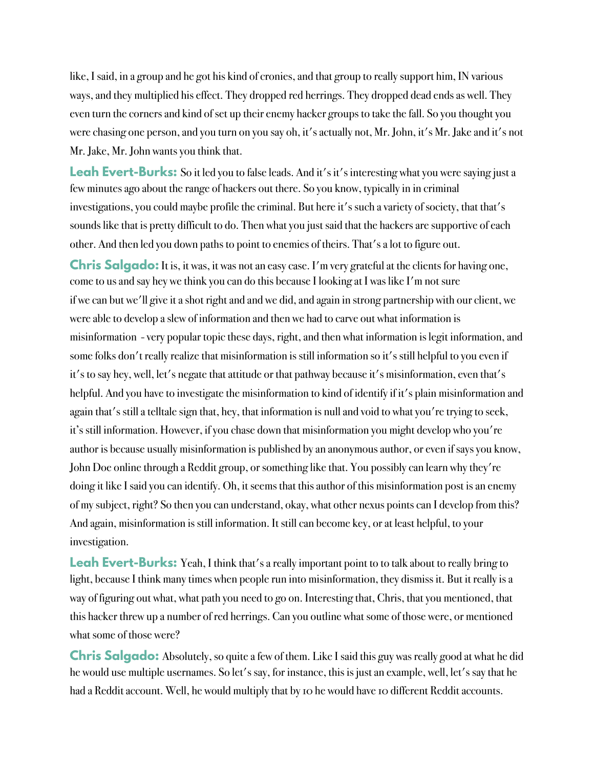like, I said, in a group and he got his kind of cronies, and that group to really support him, IN various ways, and they multiplied his effect. They dropped red herrings. They dropped dead ends as well. They even turn the corners and kind of set up their enemy hacker groups to take the fall. So you thought you were chasing one person, and you turn on you say oh, it's actually not, Mr. John, it's Mr. Jake and it's not Mr. Jake, Mr. John wants you think that.

**Leah Evert-Burks:** So it led you to false leads. And it's it's interesting what you were saying just a few minutes ago about the range of hackers out there. So you know, typically in in criminal investigations, you could maybe profile the criminal. But here it's such a variety of society, that that's sounds like that is pretty difficult to do. Then what you just said that the hackers are supportive of each other. And then led you down paths to point to enemies of theirs. That's a lot to figure out.

**Chris Salgado:** It is, it was, it was not an easy case. I'm very grateful at the clients for having one, come to us and say hey we think you can do this because I looking at I was like I'm not sure if we can but we'll give it a shot right and and we did, and again in strong partnership with our client, we were able to develop a slew of information and then we had to carve out what information is misinformation - very popular topic these days, right, and then what information is legit information, and some folks don't really realize that misinformation is still information so it's still helpful to you even if it's to say hey, well, let's negate that attitude or that pathway because it's misinformation, even that's helpful. And you have to investigate the misinformation to kind of identify if it's plain misinformation and again that's still a telltale sign that, hey, that information is null and void to what you're trying to seek, it's still information. However, if you chase down that misinformation you might develop who you're author is because usually misinformation is published by an anonymous author, or even if says you know, John Doe online through a Reddit group, or something like that. You possibly can learn why they're doing it like I said you can identify. Oh, it seems that this author of this misinformation post is an enemy of my subject, right? So then you can understand, okay, what other nexus points can I develop from this? And again, misinformation is still information. It still can become key, or at least helpful, to your investigation.

**Leah Evert-Burks:** Yeah, I think that's a really important point to to talk about to really bring to light, because I think many times when people run into misinformation, they dismiss it. But it really is a way of figuring out what, what path you need to go on. Interesting that, Chris, that you mentioned, that this hacker threw up a number of red herrings. Can you outline what some of those were, or mentioned what some of those were?

**Chris Salgado:** Absolutely, so quite a few of them. Like I said this guy was really good at what he did he would use multiple usernames. So let's say, for instance, this is just an example, well, let's say that he had a Reddit account. Well, he would multiply that by 10 he would have 10 different Reddit accounts.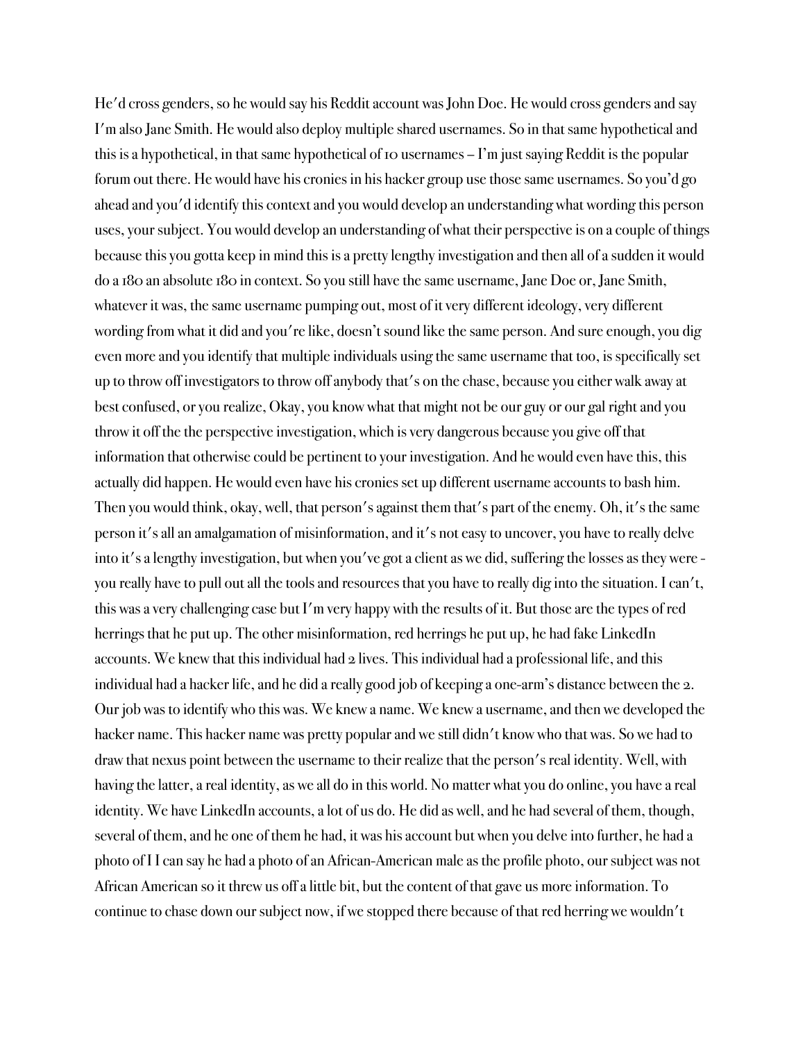He'd cross genders, so he would say his Reddit account was John Doe. He would cross genders and say I'm also Jane Smith. He would also deploy multiple shared usernames. So in that same hypothetical and this is a hypothetical, in that same hypothetical of 10 usernames – I'm just saying Reddit is the popular forum out there. He would have his cronies in his hacker group use those same usernames. So you'd go ahead and you'd identify this context and you would develop an understanding what wording this person uses, your subject. You would develop an understanding of what their perspective is on a couple of things because this you gotta keep in mind this is a pretty lengthy investigation and then all of a sudden it would do a 180 an absolute 180 in context. So you still have the same username, Jane Doe or, Jane Smith, whatever it was, the same username pumping out, most of it very different ideology, very different wording from what it did and you're like, doesn't sound like the same person. And sure enough, you dig even more and you identify that multiple individuals using the same username that too, is specifically set up to throw off investigators to throw off anybody that's on the chase, because you either walk away at best confused, or you realize, Okay, you know what that might not be our guy or our gal right and you throw it off the the perspective investigation, which is very dangerous because you give off that information that otherwise could be pertinent to your investigation. And he would even have this, this actually did happen. He would even have his cronies set up different username accounts to bash him. Then you would think, okay, well, that person's against them that's part of the enemy. Oh, it's the same person it's all an amalgamation of misinformation, and it's not easy to uncover, you have to really delve into it's a lengthy investigation, but when you've got a client as we did, suffering the losses as they were - you really have to pull out all the tools and resources that you have to really dig into the situation. I can't, this was a very challenging case but I'm very happy with the results of it. But those are the types of red herrings that he put up. The other misinformation, red herrings he put up, he had fake LinkedIn accounts. We knew that this individual had 2 lives. This individual had a professional life, and this individual had a hacker life, and he did a really good job of keeping a one-arm's distance between the 2. Our job was to identify who this was. We knew a name. We knew a username, and then we developed the hacker name. This hacker name was pretty popular and we still didn't know who that was. So we had to draw that nexus point between the username to their realize that the person's real identity. Well, with having the latter, a real identity, as we all do in this world. No matter what you do online, you have a real identity. We have LinkedIn accounts, a lot of us do. He did as well, and he had several of them, though, several of them, and he one of them he had, it was his account but when you delve into further, he had a photo of I I can say he had a photo of an African-American male as the profile photo, our subject was not African American so it threw us off a little bit, but the content of that gave us more information. To continue to chase down our subject now, if we stopped there because of that red herring we wouldn't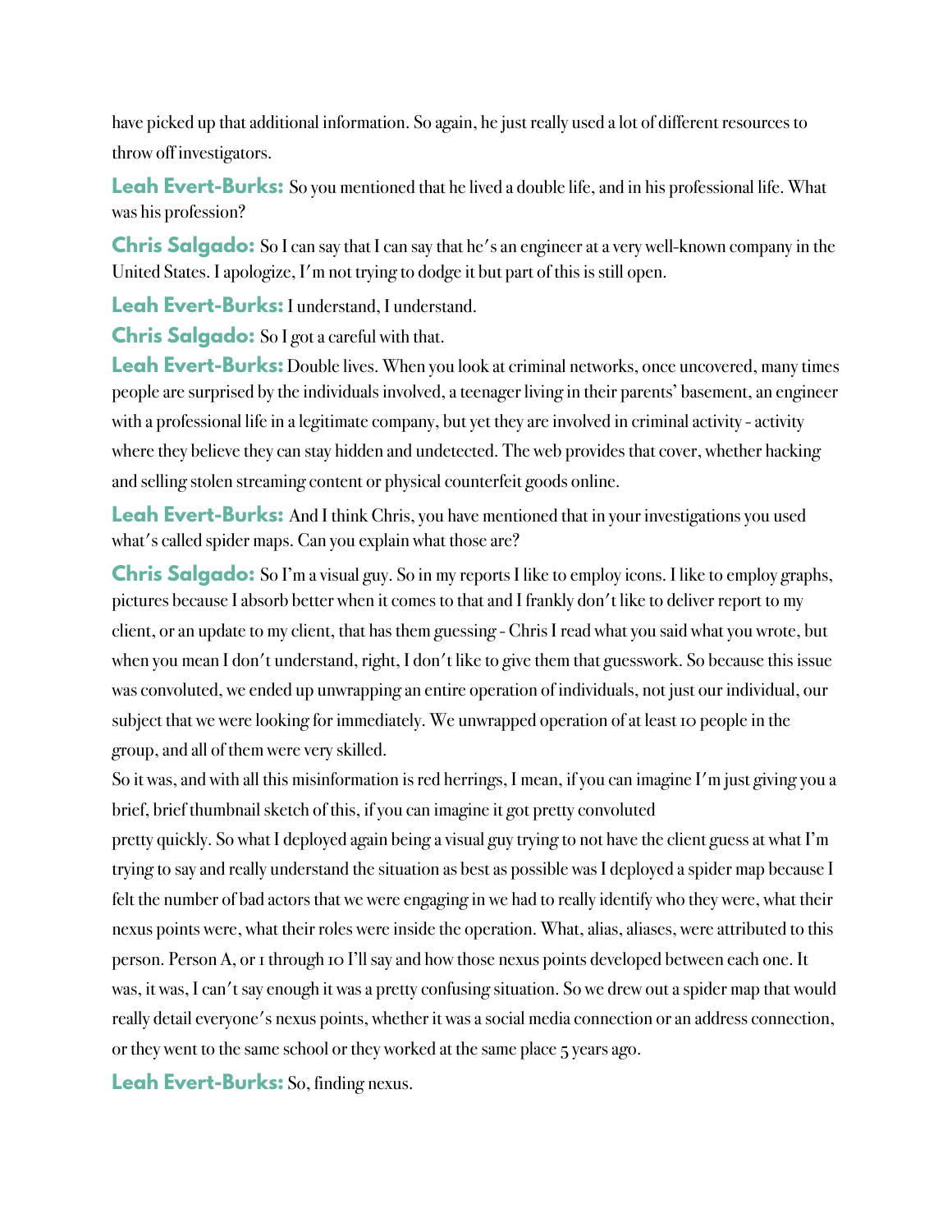have picked up that additional information. So again, he just really used a lot of different resources to throw off investigators.

**Leah Evert-Burks:** So you mentioned that he lived a double life, and in his professional life. What was his profession?

**Chris Salgado:** So I can say that I can say that he's an engineer at a very well-known company in the United States. I apologize, I'm not trying to dodge it but part of this is still open.

**Leah Evert-Burks:** I understand, I understand.

**Chris Salgado:** So I got a careful with that.

**Leah Evert-Burks:** Double lives. When you look at criminal networks, once uncovered, many times people are surprised by the individuals involved, a teenager living in their parents' basement, an engineer with a professional life in a legitimate company, but yet they are involved in criminal activity - activity where they believe they can stay hidden and undetected. The web provides that cover, whether hacking and selling stolen streaming content or physical counterfeit goods online.

**Leah Evert-Burks:** And I think Chris, you have mentioned that in your investigations you used what's called spider maps. Can you explain what those are?

**Chris Salgado:** So I'm a visual guy. So in my reports I like to employ icons. I like to employ graphs, pictures because I absorb better when it comes to that and I frankly don't like to deliver report to my client, or an update to my client, that has them guessing - Chris I read what you said what you wrote, but when you mean I don't understand, right, I don't like to give them that guesswork. So because this issue was convoluted, we ended up unwrapping an entire operation of individuals, not just our individual, our subject that we were looking for immediately. We unwrapped operation of at least 10 people in the group, and all of them were very skilled.

So it was, and with all this misinformation is red herrings, I mean, if you can imagine I'm just giving you a brief, brief thumbnail sketch of this, if you can imagine it got pretty convoluted pretty quickly. So what I deployed again being a visual guy trying to not have the client guess at what I'm trying to say and really understand the situation as best as possible was I deployed a spider map because I felt the number of bad actors that we were engaging in we had to really identify who they were, what their nexus points were, what their roles were inside the operation. What, alias, aliases, were attributed to this person. Person A, or 1 through 10 I'll say and how those nexus points developed between each one. It was, it was, I can't say enough it was a pretty confusing situation. So we drew out a spider map that would really detail everyone's nexus points, whether it was a social media connection or an address connection, or they went to the same school or they worked at the same place 5 years ago.

**Leah Evert-Burks:** So, finding nexus.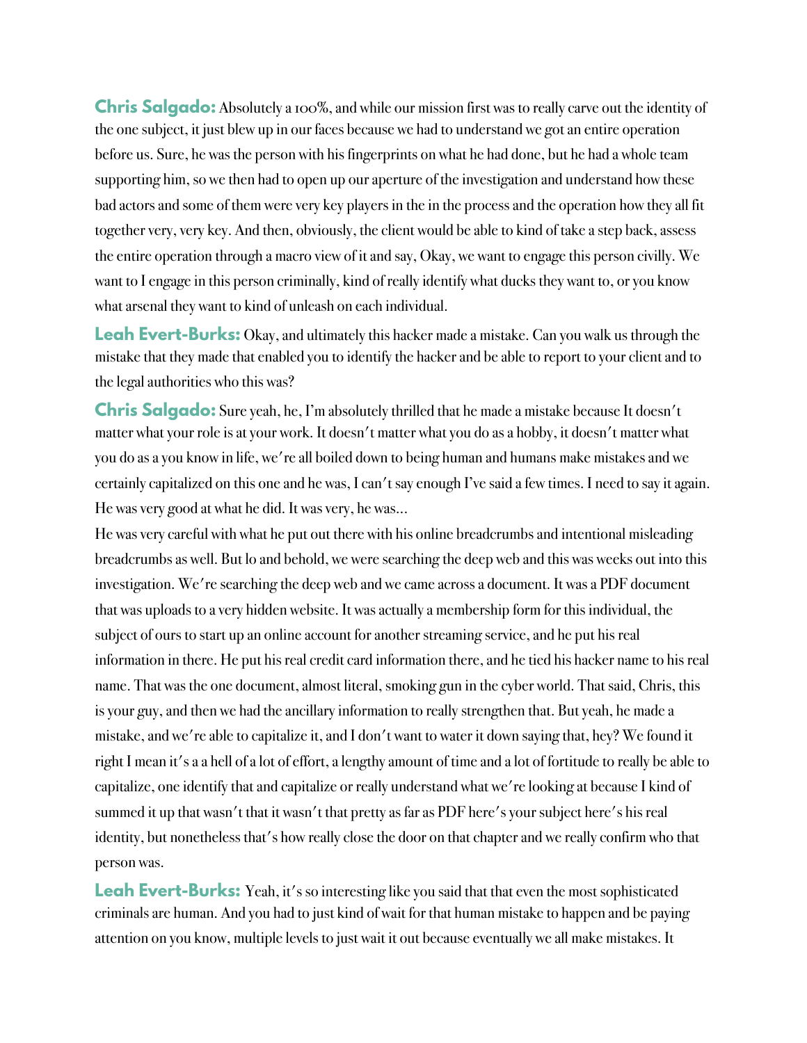**Chris Salgado:** Absolutely a 100%, and while our mission first was to really carve out the identity of the one subject, it just blew up in our faces because we had to understand we got an entire operation before us. Sure, he was the person with his fingerprints on what he had done, but he had a whole team supporting him, so we then had to open up our aperture of the investigation and understand how these bad actors and some of them were very key players in the in the process and the operation how they all fit together very, very key. And then, obviously, the client would be able to kind of take a step back, assess the entire operation through a macro view of it and say, Okay, we want to engage this person civilly. We want to I engage in this person criminally, kind of really identify what ducks they want to, or you know what arsenal they want to kind of unleash on each individual.

**Leah Evert-Burks:** Okay, and ultimately this hacker made a mistake. Can you walk us through the mistake that they made that enabled you to identify the hacker and be able to report to your client and to the legal authorities who this was?

**Chris Salgado:** Sure yeah, he, I'm absolutely thrilled that he made a mistake because It doesn't matter what your role is at your work. It doesn't matter what you do as a hobby, it doesn't matter what you do as a you know in life, we're all boiled down to being human and humans make mistakes and we certainly capitalized on this one and he was, I can't say enough I've said a few times. I need to say it again. He was very good at what he did. It was very, he was...

He was very careful with what he put out there with his online breadcrumbs and intentional misleading breadcrumbs as well. But lo and behold, we were searching the deep web and this was weeks out into this investigation. We're searching the deep web and we came across a document. It was a PDF document that was uploads to a very hidden website. It was actually a membership form for this individual, the subject of ours to start up an online account for another streaming service, and he put his real information in there. He put his real credit card information there, and he tied his hacker name to his real name. That was the one document, almost literal, smoking gun in the cyber world. That said, Chris, this is your guy, and then we had the ancillary information to really strengthen that. But yeah, he made a mistake, and we're able to capitalize it, and I don't want to water it down saying that, hey? We found it right I mean it's a a hell of a lot of effort, a lengthy amount of time and a lot of fortitude to really be able to capitalize, one identify that and capitalize or really understand what we're looking at because I kind of summed it up that wasn't that it wasn't that pretty as far as PDF here's your subject here's his real identity, but nonetheless that's how really close the door on that chapter and we really confirm who that person was.

**Leah Evert-Burks:** Yeah, it's so interesting like you said that that even the most sophisticated criminals are human. And you had to just kind of wait for that human mistake to happen and be paying attention on you know, multiple levels to just wait it out because eventually we all make mistakes. It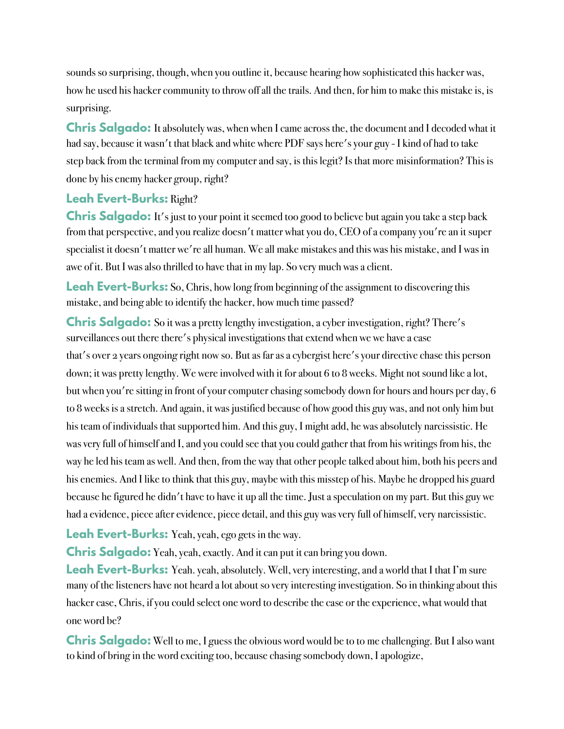sounds so surprising, though, when you outline it, because hearing how sophisticated this hacker was, how he used his hacker community to throw off all the trails. And then, for him to make this mistake is, is surprising.

**Chris Salgado:** It absolutely was, when when I came across the, the document and I decoded what it had say, because it wasn't that black and white where PDF says here's your guy - I kind of had to take step back from the terminal from my computer and say, is this legit? Is that more misinformation? This is done by his enemy hacker group, right?

**Leah Evert-Burks:** Right?

**Chris Salgado:** It's just to your point it seemed too good to believe but again you take a step back from that perspective, and you realize doesn't matter what you do, CEO of a company you're an it super specialist it doesn't matter we're all human. We all make mistakes and this was his mistake, and I was in awe of it. But I was also thrilled to have that in my lap. So very much was a client.

**Leah Evert-Burks:** So, Chris, how long from beginning of the assignment to discovering this mistake, and being able to identify the hacker, how much time passed?

**Chris Salgado:** So it was a pretty lengthy investigation, a cyber investigation, right? There's surveillances out there there's physical investigations that extend when we we have a case that's over 2 years ongoing right now so. But as far as a cybergist here's your directive chase this person down; it was pretty lengthy. We were involved with it for about 6 to 8 weeks. Might not sound like a lot, but when you're sitting in front of your computer chasing somebody down for hours and hours per day, 6 to 8 weeks is a stretch. And again, it was justified because of how good this guy was, and not only him but his team of individuals that supported him. And this guy, I might add, he was absolutely narcissistic. He was very full of himself and I, and you could see that you could gather that from his writings from his, the way he led his team as well. And then, from the way that other people talked about him, both his peers and his enemies. And I like to think that this guy, maybe with this misstep of his. Maybe he dropped his guard because he figured he didn't have to have it up all the time. Just a speculation on my part. But this guy we had a evidence, piece after evidence, piece detail, and this guy was very full of himself, very narcissistic.

**Leah Evert-Burks:** Yeah, yeah, ego gets in the way.

**Chris Salgado:** Yeah, yeah, exactly. And it can put it can bring you down.

**Leah Evert-Burks:** Yeah. yeah, absolutely. Well, very interesting, and a world that I that I'm sure many of the listeners have not heard a lot about so very interesting investigation. So in thinking about this hacker case, Chris, if you could select one word to describe the case or the experience, what would that one word be?

**Chris Salgado:** Well to me, I guess the obvious word would be to to me challenging. But I also want to kind of bring in the word exciting too, because chasing somebody down, I apologize,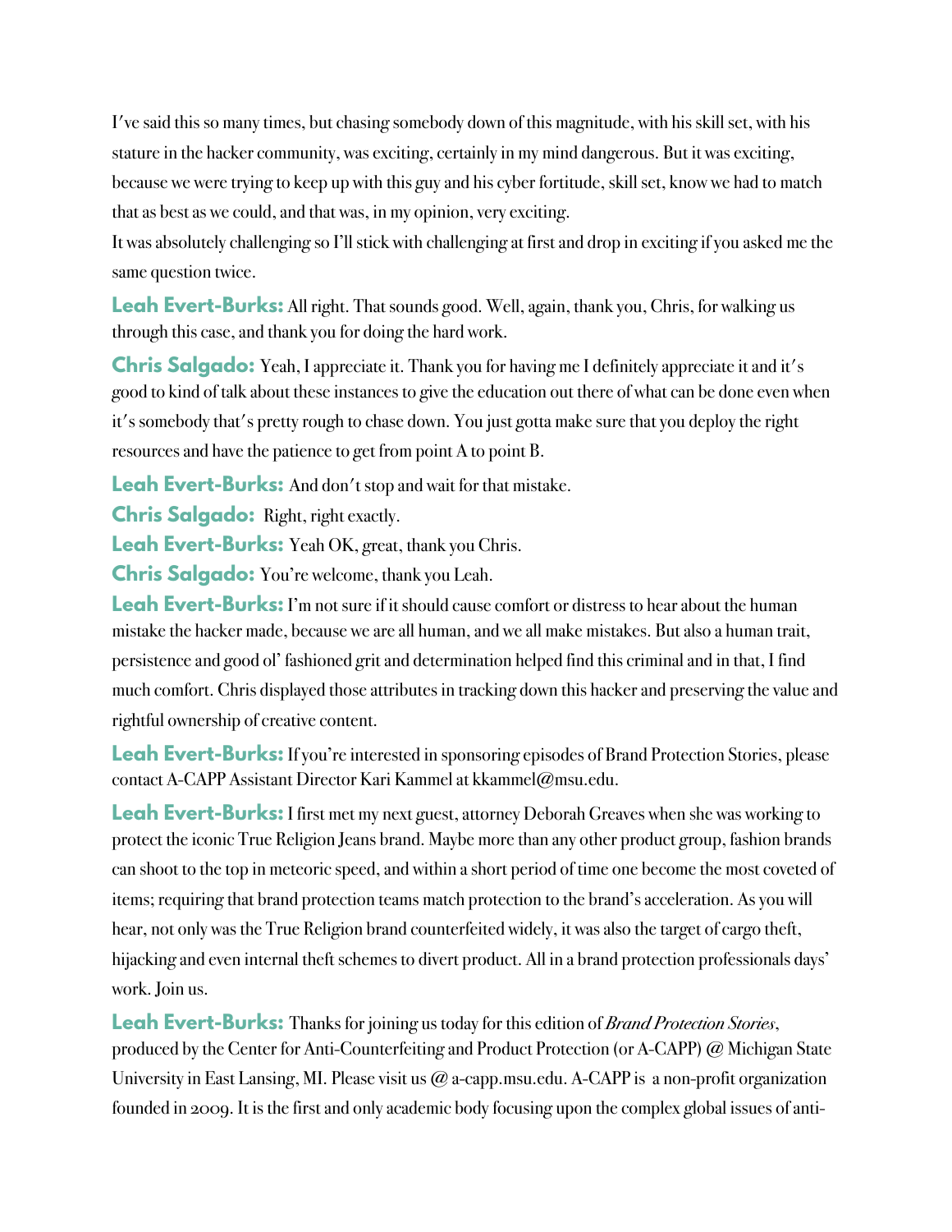I've said this so many times, but chasing somebody down of this magnitude, with his skill set, with his stature in the hacker community, was exciting, certainly in my mind dangerous. But it was exciting, because we were trying to keep up with this guy and his cyber fortitude, skill set, know we had to match that as best as we could, and that was, in my opinion, very exciting.

It was absolutely challenging so I'll stick with challenging at first and drop in exciting if you asked me the same question twice.

**Leah Evert-Burks:** All right. That sounds good. Well, again, thank you, Chris, for walking us through this case, and thank you for doing the hard work.

**Chris Salgado:** Yeah, I appreciate it. Thank you for having me I definitely appreciate it and it's good to kind of talk about these instances to give the education out there of what can be done even when it's somebody that's pretty rough to chase down. You just gotta make sure that you deploy the right resources and have the patience to get from point A to point B.

**Leah Evert-Burks:** And don't stop and wait for that mistake.

**Chris Salgado:** Right, right exactly.

**Leah Evert-Burks:** Yeah OK, great, thank you Chris.

**Chris Salgado:** You're welcome, thank you Leah.

**Leah Evert-Burks:** I'm not sure if it should cause comfort or distress to hear about the human mistake the hacker made, because we are all human, and we all make mistakes. But also a human trait, persistence and good ol' fashioned grit and determination helped find this criminal and in that, I find much comfort. Chris displayed those attributes in tracking down this hacker and preserving the value and rightful ownership of creative content.

**Leah Evert-Burks:** If you're interested in sponsoring episodes of Brand Protection Stories, please contact A-CAPP Assistant Director Kari Kammel at kkammel@msu.edu.

**Leah Evert-Burks:** I first met my next guest, attorney Deborah Greaves when she was working to protect the iconic True Religion Jeans brand. Maybe more than any other product group, fashion brands can shoot to the top in meteoric speed, and within a short period of time one become the most coveted of items; requiring that brand protection teams match protection to the brand's acceleration. As you will hear, not only was the True Religion brand counterfeited widely, it was also the target of cargo theft, hijacking and even internal theft schemes to divert product. All in a brand protection professionals days' work. Join us.

**Leah Evert-Burks:** Thanks for joining us today for this edition of *Brand Protection Stories*, produced by the Center for Anti-Counterfeiting and Product Protection (or A-CAPP) @ Michigan State University in East Lansing, MI. Please visit us @ a-capp.msu.edu. A-CAPP is a non-profit organization founded in 2009. It is the first and only academic body focusing upon the complex global issues of anti-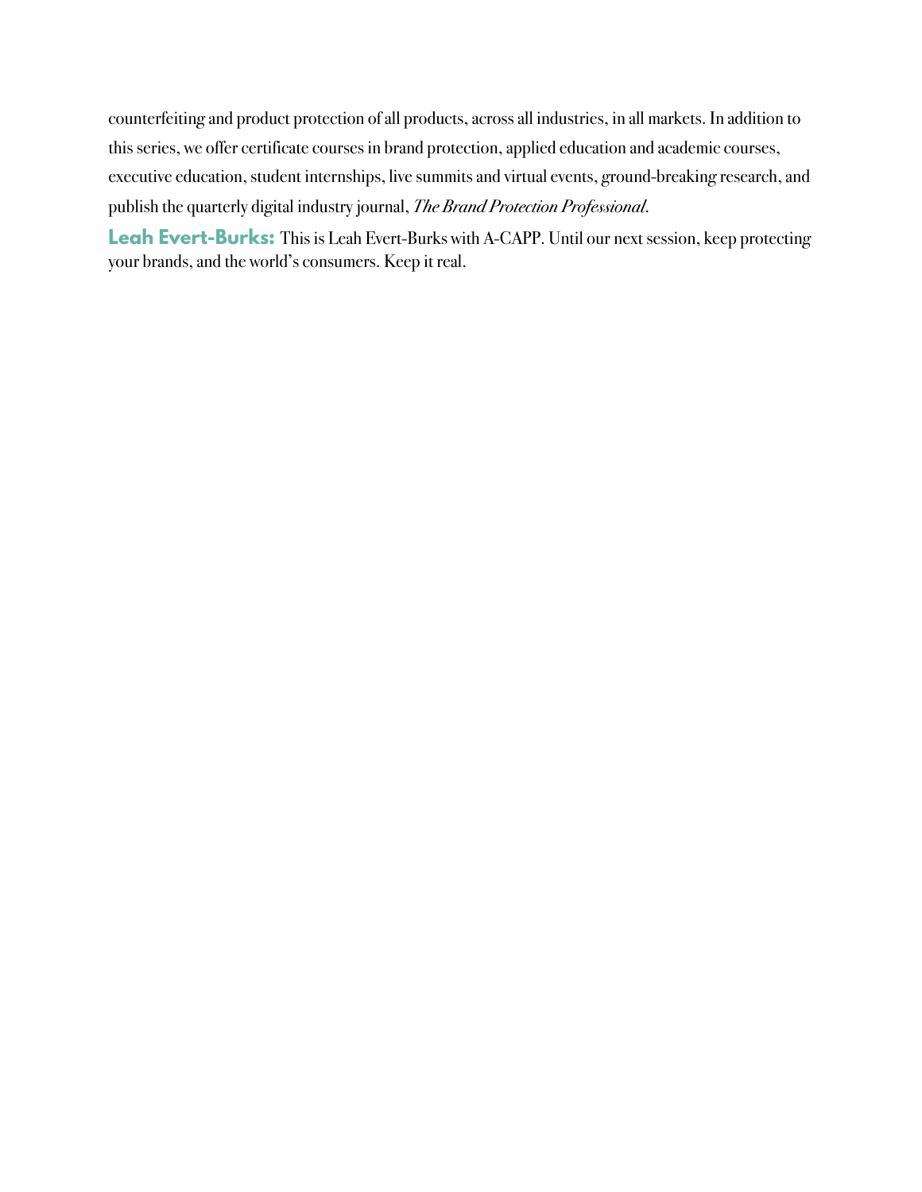counterfeiting and product protection of all products, across all industries, in all markets. In addition to this series, we offer certificate courses in brand protection, applied education and academic courses, executive education, student internships, live summits and virtual events, ground-breaking research, and publish the quarterly digital industry journal, *The Brand Protection Professional*.

**Leah Evert-Burks:** This is Leah Evert-Burks with A-CAPP. Until our next session, keep protecting your brands, and the world's consumers. Keep it real.